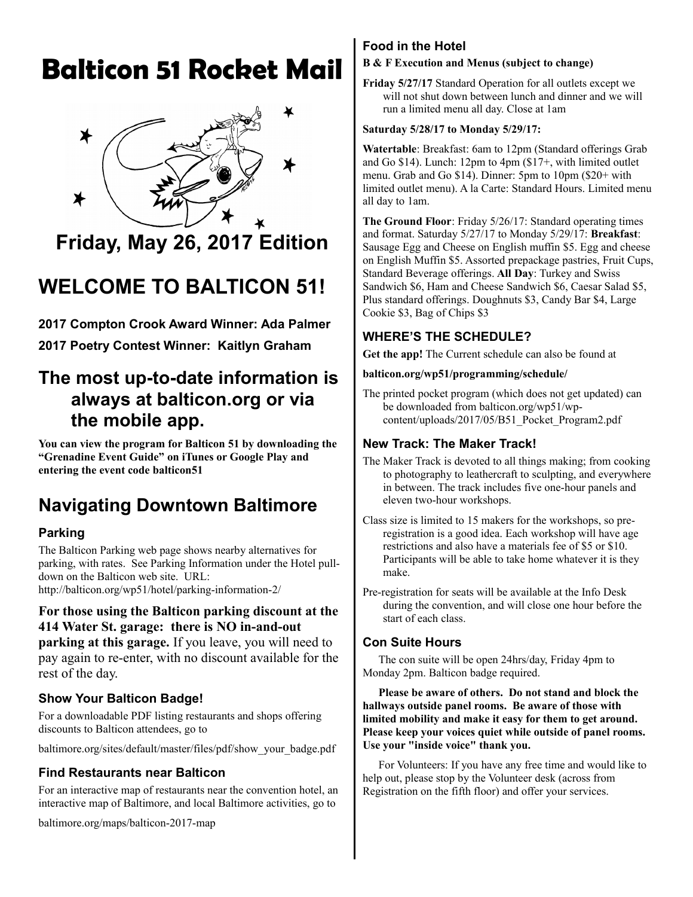# Balticon 51 Rocket Mail

## Friday, May 26, 2017 Edition

## WELCOME TO BALTICON 51!

**2017 Compton Crook Award Winner: Ada Palmer**

**2017 Poetry Contest Winner: Kaitlyn Graham**

## The most up-to-date information is always at balticon.org or via the mobile app.

**You can view the program for Balticon 51 by downloading the "Grenadine Event Guide" on iTunes or Google Play and entering the event code balticon51**

## Navigating Downtown Baltimore

### Parking

The Balticon Parking web page shows nearby alternatives for parking, with rates. See Parking Information under the Hotel pull-down on the Balticon web site. URL: http://balticon.org/wp51/hotel/parking-information-2/

**For those using the Balticon parking discount at the 414 Water St. garage: there is NO in-and-out parking at this garage.** If you leave, you will need to pay again to re-enter, with no discount available for the rest of the day.

### Show Your Balticon Badge!

For a downloadable PDF listing restaurants and shops offering discounts to Balticon attendees, go to

baltimore.org/sites/default/master/files/pdf/show_your_badge.pdf

### Find Restaurants near Balticon

For an interactive map of restaurants near the convention hotel, an interactive map of Baltimore, and local Baltimore activities, go to

baltimore.org/maps/balticon-2017-map

### Food in the Hotel

**B & F Execution and Menus (subject to change)**

**Friday 5/27/17** Standard Operation for all outlets except we will not shut down between lunch and dinner and we will run a limited menu all day. Close at 1am

**Saturday 5/28/17 to Monday 5/29/17:**

**Watertable**: Breakfast: 6am to 12pm (Standard offerings Grab and Go $14). Lunch: 12pm to 4pm ($17+, with limited outlet menu. Grab and Go $14). Dinner: 5pm to 10pm ($20+ with limited outlet menu). A la Carte: Standard Hours. Limited menu all day to 1am.

**The Ground Floor**: Friday 5/26/17: Standard operating times and format. Saturday 5/27/17 to Monday 5/29/17: **Breakfast**: Sausage Egg and Cheese on English muffin $5. Egg and cheese on English Muffin $5. Assorted prepackage pastries, Fruit Cups, Standard Beverage offerings. **All Day**: Turkey and Swiss Sandwich $6, Ham and Cheese Sandwich $6, Caesar Salad $5, Plus standard offerings. Doughnuts $3, Candy Bar $4, Large Cookie $3, Bag of Chips $3

### WHERE'S THE SCHEDULE?

**Get the app!** The Current schedule can also be found at

**balticon.org/wp51/programming/schedule/**

The printed pocket program (which does not get updated) can be downloaded from balticon.org/wp51/wp-content/uploads/2017/05/B51_Pocket_Program2.pdf

### New Track: The Maker Track!

The Maker Track is devoted to all things making; from cooking to photography to leathercraft to sculpting, and everywhere in between. The track includes five one-hour panels and eleven two-hour workshops.

Class size is limited to 15 makers for the workshops, so pre-registration is a good idea. Each workshop will have age restrictions and also have a materials fee of $5 or $10. Participants will be able to take home whatever it is they make.

Pre-registration for seats will be available at the Info Desk during the convention, and will close one hour before the start of each class.

### Con Suite Hours

The con suite will be open 24hrs/day, Friday 4pm to Monday 2pm. Balticon badge required.

**Please be aware of others. Do not stand and block the hallways outside panel rooms. Be aware of those with limited mobility and make it easy for them to get around. Please keep your voices quiet while outside of panel rooms. Use your "inside voice" thank you.**

For Volunteers: If you have any free time and would like to help out, please stop by the Volunteer desk (across from Registration on the fifth floor) and offer your services.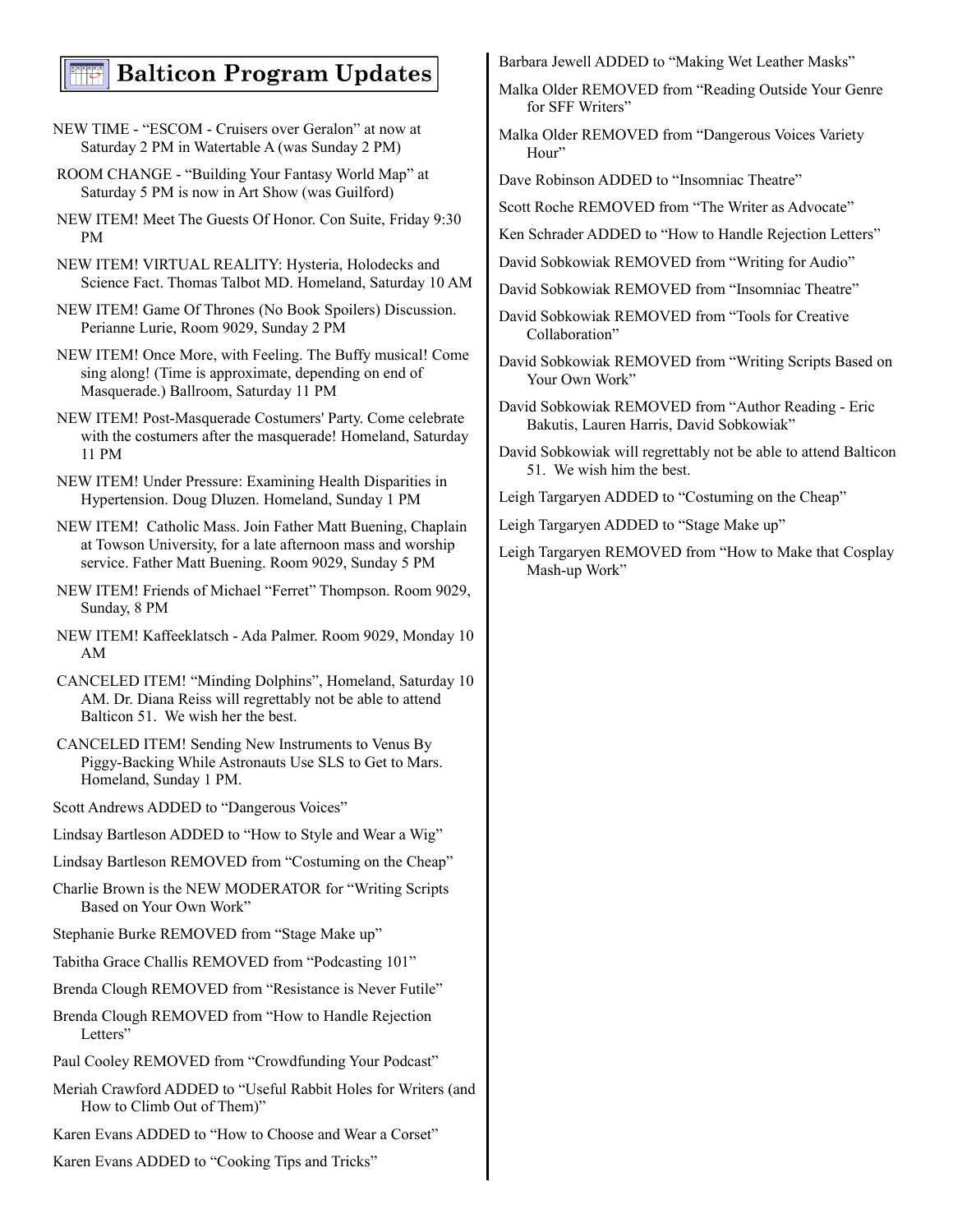# Balticon Program Updates

NEW TIME - "ESCOM - Cruisers over Geralon" at now at Saturday 2 PM in Watertable A (was Sunday 2 PM)

ROOM CHANGE - "Building Your Fantasy World Map" at Saturday 5 PM is now in Art Show (was Guilford)

NEW ITEM! Meet The Guests Of Honor. Con Suite, Friday 9:30 PM

NEW ITEM! VIRTUAL REALITY: Hysteria, Holodecks and Science Fact. Thomas Talbot MD. Homeland, Saturday 10 AM

NEW ITEM! Game Of Thrones (No Book Spoilers) Discussion. Perianne Lurie, Room 9029, Sunday 2 PM

NEW ITEM! Once More, with Feeling. The Buffy musical! Come sing along! (Time is approximate, depending on end of Masquerade.) Ballroom, Saturday 11 PM

NEW ITEM! Post-Masquerade Costumers' Party. Come celebrate with the costumers after the masquerade! Homeland, Saturday 11 PM

NEW ITEM! Under Pressure: Examining Health Disparities in Hypertension. Doug Dluzen. Homeland, Sunday 1 PM

NEW ITEM! Catholic Mass. Join Father Matt Buening, Chaplain at Towson University, for a late afternoon mass and worship service. Father Matt Buening. Room 9029, Sunday 5 PM

NEW ITEM! Friends of Michael "Ferret" Thompson. Room 9029, Sunday, 8 PM

NEW ITEM! Kaffeeklatsch - Ada Palmer. Room 9029, Monday 10 AM

CANCELED ITEM! "Minding Dolphins", Homeland, Saturday 10 AM. Dr. Diana Reiss will regrettably not be able to attend Balticon 51. We wish her the best.

CANCELED ITEM! Sending New Instruments to Venus By Piggy-Backing While Astronauts Use SLS to Get to Mars. Homeland, Sunday 1 PM.

Scott Andrews ADDED to "Dangerous Voices"

Lindsay Bartleson ADDED to "How to Style and Wear a Wig"

Lindsay Bartleson REMOVED from "Costuming on the Cheap"

Charlie Brown is the NEW MODERATOR for "Writing Scripts Based on Your Own Work"

Stephanie Burke REMOVED from "Stage Make up"

Tabitha Grace Challis REMOVED from "Podcasting 101"

Brenda Clough REMOVED from "Resistance is Never Futile"

Brenda Clough REMOVED from "How to Handle Rejection Letters"

Paul Cooley REMOVED from "Crowdfunding Your Podcast"

Meriah Crawford ADDED to "Useful Rabbit Holes for Writers (and How to Climb Out of Them)"

Karen Evans ADDED to "How to Choose and Wear a Corset"

Karen Evans ADDED to "Cooking Tips and Tricks"

Barbara Jewell ADDED to "Making Wet Leather Masks"

Malka Older REMOVED from "Reading Outside Your Genre for SFF Writers"

Malka Older REMOVED from "Dangerous Voices Variety Hour"

Dave Robinson ADDED to "Insomniac Theatre"

Scott Roche REMOVED from "The Writer as Advocate"

Ken Schrader ADDED to "How to Handle Rejection Letters"

David Sobkowiak REMOVED from "Writing for Audio"

David Sobkowiak REMOVED from "Insomniac Theatre"

David Sobkowiak REMOVED from "Tools for Creative Collaboration"

David Sobkowiak REMOVED from "Writing Scripts Based on Your Own Work"

David Sobkowiak REMOVED from "Author Reading - Eric Bakutis, Lauren Harris, David Sobkowiak"

David Sobkowiak will regrettably not be able to attend Balticon 51. We wish him the best.

Leigh Targaryen ADDED to "Costuming on the Cheap"

Leigh Targaryen ADDED to "Stage Make up"

Leigh Targaryen REMOVED from "How to Make that Cosplay Mash-up Work"